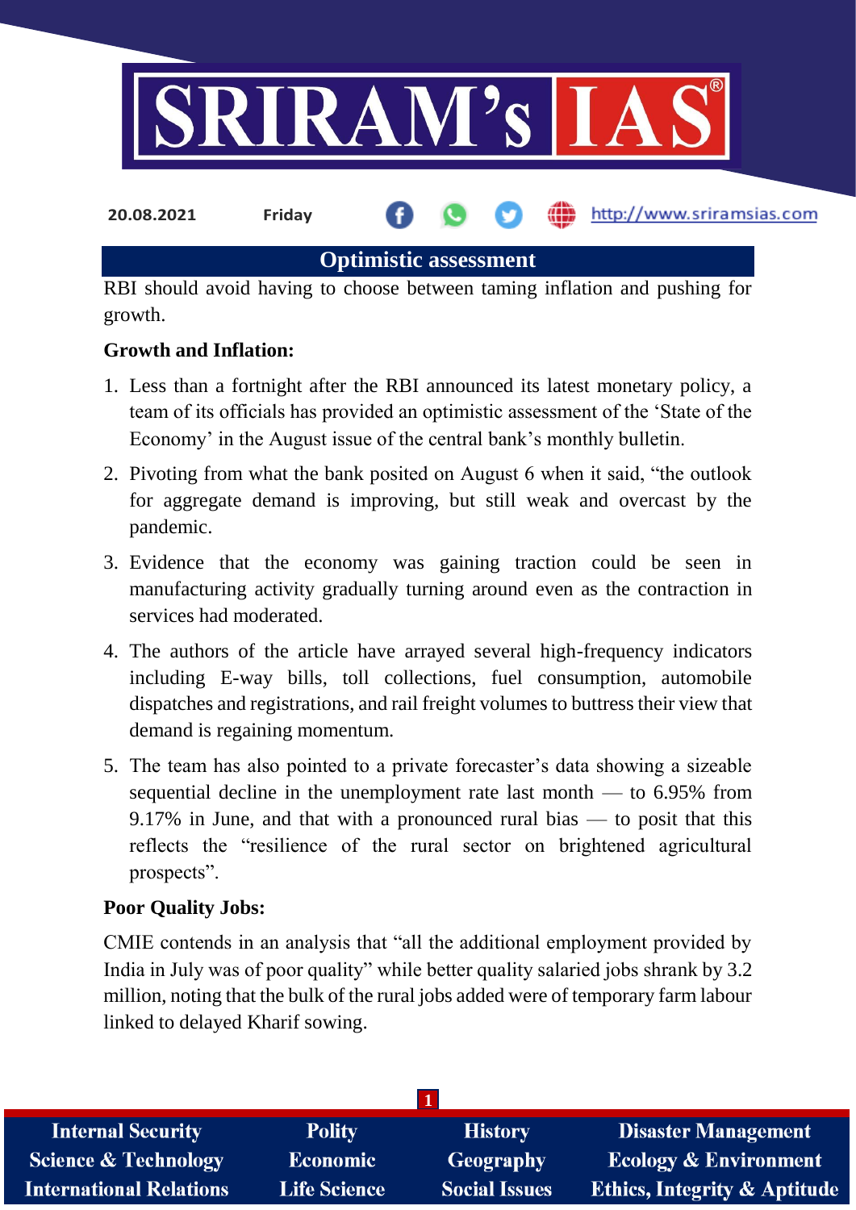20.08.2021 Friday http://www.sriramsias.com

## Optimistic assessment

RBI should avoid having to choose between taming inflation and pushing for growth.

**Growth and Inflation:**

1. Less than a fortnight after the RBI announced its latest monetary policy, a team of its officials has provided an optimistic assessment of the 'State of the Economy' in the August issue of the central bank's monthly bulletin.
2. Pivoting from what the bank posited on August 6 when it said, "the outlook for aggregate demand is improving, but still weak and overcast by the pandemic.
3. Evidence that the economy was gaining traction could be seen in manufacturing activity gradually turning around even as the contraction in services had moderated.
4. The authors of the article have arrayed several high-frequency indicators including E-way bills, toll collections, fuel consumption, automobile dispatches and registrations, and rail freight volumes to buttress their view that demand is regaining momentum.
5. The team has also pointed to a private forecaster's data showing a sizeable sequential decline in the unemployment rate last month — to 6.95% from 9.17% in June, and that with a pronounced rural bias — to posit that this reflects the "resilience of the rural sector on brightened agricultural prospects".

**Poor Quality Jobs:**

CMIE contends in an analysis that "all the additional employment provided by India in July was of poor quality" while better quality salaried jobs shrank by 3.2 million, noting that the bulk of the rural jobs added were of temporary farm labour linked to delayed Kharif sowing.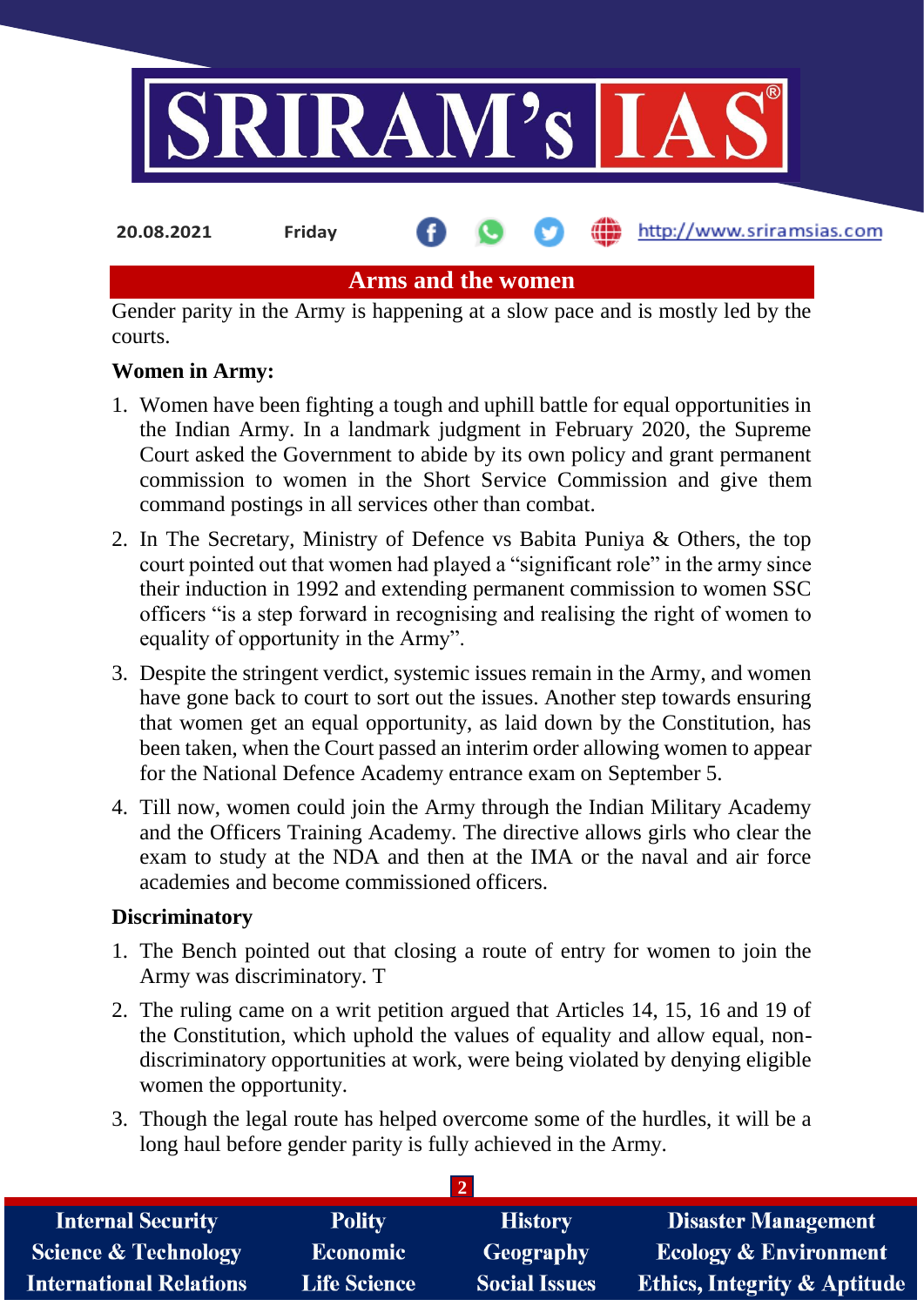# Arms and the women

Gender parity in the Army is happening at a slow pace and is mostly led by the courts.

**Women in Army:**

1. Women have been fighting a tough and uphill battle for equal opportunities in the Indian Army. In a landmark judgment in February 2020, the Supreme Court asked the Government to abide by its own policy and grant permanent commission to women in the Short Service Commission and give them command postings in all services other than combat.
2. In The Secretary, Ministry of Defence vs Babita Puniya & Others, the top court pointed out that women had played a "significant role" in the army since their induction in 1992 and extending permanent commission to women SSC officers "is a step forward in recognising and realising the right of women to equality of opportunity in the Army".
3. Despite the stringent verdict, systemic issues remain in the Army, and women have gone back to court to sort out the issues. Another step towards ensuring that women get an equal opportunity, as laid down by the Constitution, has been taken, when the Court passed an interim order allowing women to appear for the National Defence Academy entrance exam on September 5.
4. Till now, women could join the Army through the Indian Military Academy and the Officers Training Academy. The directive allows girls who clear the exam to study at the NDA and then at the IMA or the naval and air force academies and become commissioned officers.

**Discriminatory**

1. The Bench pointed out that closing a route of entry for women to join the Army was discriminatory. T
2. The ruling came on a writ petition argued that Articles 14, 15, 16 and 19 of the Constitution, which uphold the values of equality and allow equal, non-discriminatory opportunities at work, were being violated by denying eligible women the opportunity.
3. Though the legal route has helped overcome some of the hurdles, it will be a long haul before gender parity is fully achieved in the Army.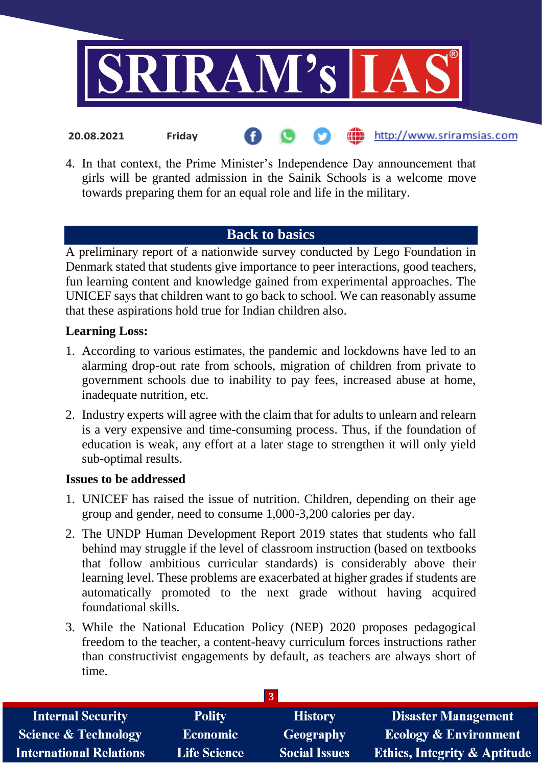4. In that context, the Prime Minister's Independence Day announcement that girls will be granted admission in the Sainik Schools is a welcome move towards preparing them for an equal role and life in the military.

## Back to basics

A preliminary report of a nationwide survey conducted by Lego Foundation in Denmark stated that students give importance to peer interactions, good teachers, fun learning content and knowledge gained from experimental approaches. The UNICEF says that children want to go back to school. We can reasonably assume that these aspirations hold true for Indian children also.

**Learning Loss:**

1. According to various estimates, the pandemic and lockdowns have led to an alarming drop-out rate from schools, migration of children from private to government schools due to inability to pay fees, increased abuse at home, inadequate nutrition, etc.
2. Industry experts will agree with the claim that for adults to unlearn and relearn is a very expensive and time-consuming process. Thus, if the foundation of education is weak, any effort at a later stage to strengthen it will only yield sub-optimal results.

**Issues to be addressed**

1. UNICEF has raised the issue of nutrition. Children, depending on their age group and gender, need to consume 1,000-3,200 calories per day.
2. The UNDP Human Development Report 2019 states that students who fall behind may struggle if the level of classroom instruction (based on textbooks that follow ambitious curricular standards) is considerably above their learning level. These problems are exacerbated at higher grades if students are automatically promoted to the next grade without having acquired foundational skills.
3. While the National Education Policy (NEP) 2020 proposes pedagogical freedom to the teacher, a content-heavy curriculum forces instructions rather than constructivist engagements by default, as teachers are always short of time.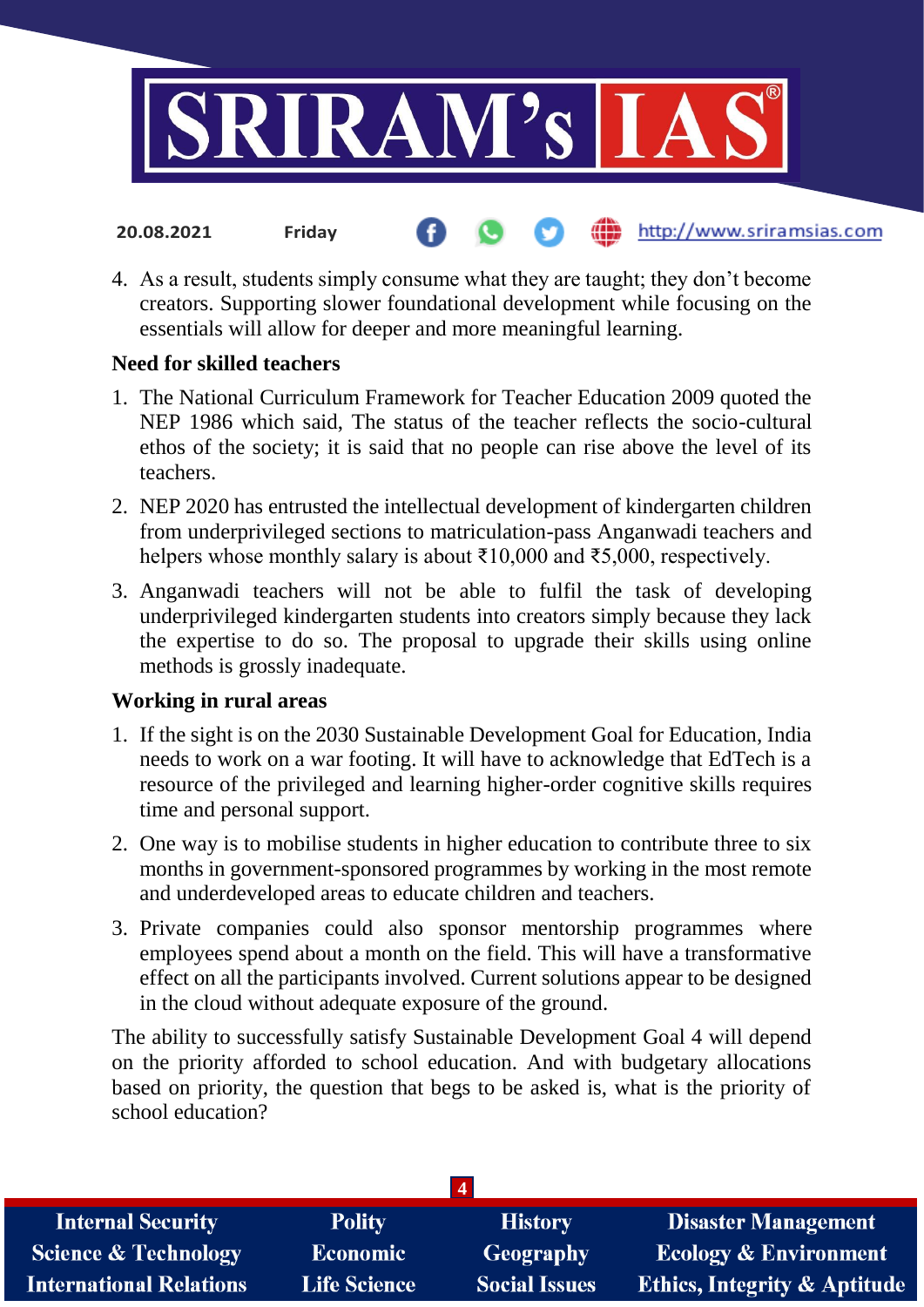4. As a result, students simply consume what they are taught; they don't become creators. Supporting slower foundational development while focusing on the essentials will allow for deeper and more meaningful learning.

**Need for skilled teachers**

1. The National Curriculum Framework for Teacher Education 2009 quoted the NEP 1986 which said, The status of the teacher reflects the socio-cultural ethos of the society; it is said that no people can rise above the level of its teachers.
2. NEP 2020 has entrusted the intellectual development of kindergarten children from underprivileged sections to matriculation-pass Anganwadi teachers and helpers whose monthly salary is about ₹10,000 and ₹5,000, respectively.
3. Anganwadi teachers will not be able to fulfil the task of developing underprivileged kindergarten students into creators simply because they lack the expertise to do so. The proposal to upgrade their skills using online methods is grossly inadequate.

**Working in rural areas**

1. If the sight is on the 2030 Sustainable Development Goal for Education, India needs to work on a war footing. It will have to acknowledge that EdTech is a resource of the privileged and learning higher-order cognitive skills requires time and personal support.
2. One way is to mobilise students in higher education to contribute three to six months in government-sponsored programmes by working in the most remote and underdeveloped areas to educate children and teachers.
3. Private companies could also sponsor mentorship programmes where employees spend about a month on the field. This will have a transformative effect on all the participants involved. Current solutions appear to be designed in the cloud without adequate exposure of the ground.

The ability to successfully satisfy Sustainable Development Goal 4 will depend on the priority afforded to school education. And with budgetary allocations based on priority, the question that begs to be asked is, what is the priority of school education?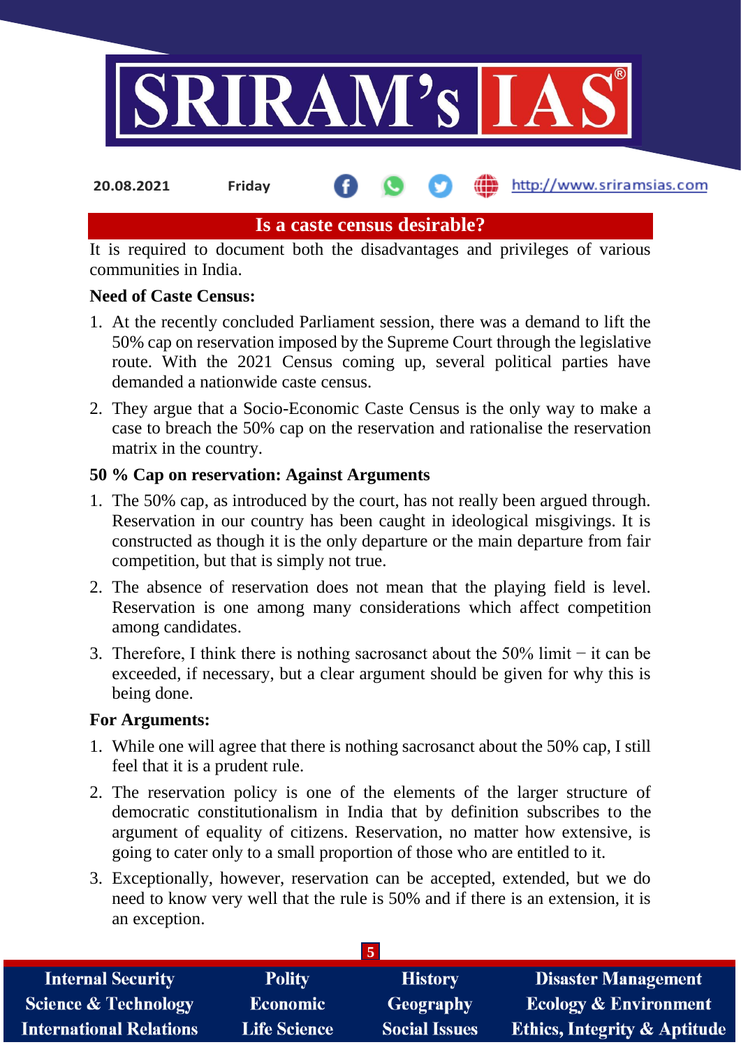## Is a caste census desirable?

It is required to document both the disadvantages and privileges of various communities in India.

**Need of Caste Census:**

1. At the recently concluded Parliament session, there was a demand to lift the 50% cap on reservation imposed by the Supreme Court through the legislative route. With the 2021 Census coming up, several political parties have demanded a nationwide caste census.
2. They argue that a Socio-Economic Caste Census is the only way to make a case to breach the 50% cap on the reservation and rationalise the reservation matrix in the country.

**50 % Cap on reservation: Against Arguments**

1. The 50% cap, as introduced by the court, has not really been argued through. Reservation in our country has been caught in ideological misgivings. It is constructed as though it is the only departure or the main departure from fair competition, but that is simply not true.
2. The absence of reservation does not mean that the playing field is level. Reservation is one among many considerations which affect competition among candidates.
3. Therefore, I think there is nothing sacrosanct about the 50% limit − it can be exceeded, if necessary, but a clear argument should be given for why this is being done.

**For Arguments:**

1. While one will agree that there is nothing sacrosanct about the 50% cap, I still feel that it is a prudent rule.
2. The reservation policy is one of the elements of the larger structure of democratic constitutionalism in India that by definition subscribes to the argument of equality of citizens. Reservation, no matter how extensive, is going to cater only to a small proportion of those who are entitled to it.
3. Exceptionally, however, reservation can be accepted, extended, but we do need to know very well that the rule is 50% and if there is an extension, it is an exception.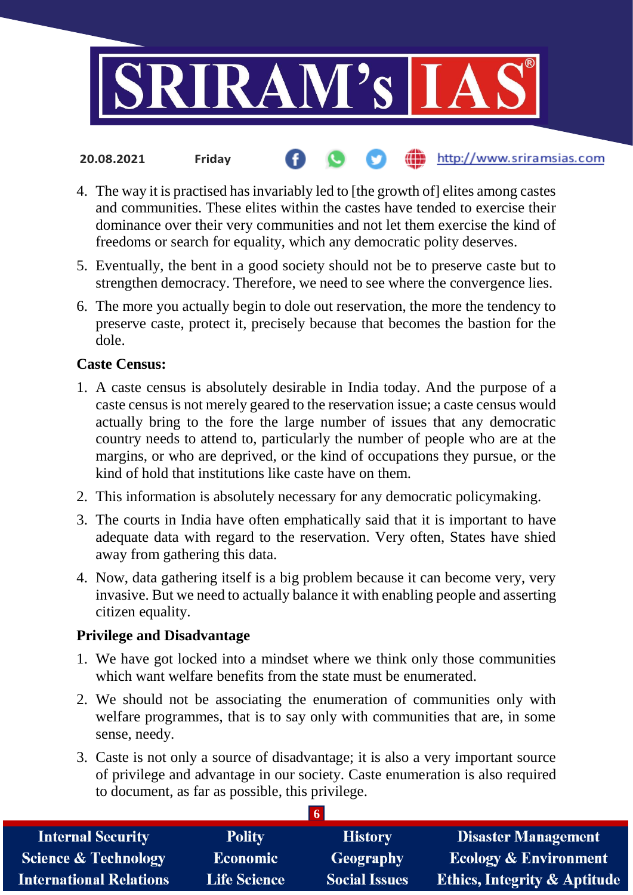4. The way it is practised has invariably led to [the growth of] elites among castes and communities. These elites within the castes have tended to exercise their dominance over their very communities and not let them exercise the kind of freedoms or search for equality, which any democratic polity deserves.
5. Eventually, the bent in a good society should not be to preserve caste but to strengthen democracy. Therefore, we need to see where the convergence lies.
6. The more you actually begin to dole out reservation, the more the tendency to preserve caste, protect it, precisely because that becomes the bastion for the dole.

**Caste Census:**

1. A caste census is absolutely desirable in India today. And the purpose of a caste census is not merely geared to the reservation issue; a caste census would actually bring to the fore the large number of issues that any democratic country needs to attend to, particularly the number of people who are at the margins, or who are deprived, or the kind of occupations they pursue, or the kind of hold that institutions like caste have on them.
2. This information is absolutely necessary for any democratic policymaking.
3. The courts in India have often emphatically said that it is important to have adequate data with regard to the reservation. Very often, States have shied away from gathering this data.
4. Now, data gathering itself is a big problem because it can become very, very invasive. But we need to actually balance it with enabling people and asserting citizen equality.

**Privilege and Disadvantage**

1. We have got locked into a mindset where we think only those communities which want welfare benefits from the state must be enumerated.
2. We should not be associating the enumeration of communities only with welfare programmes, that is to say only with communities that are, in some sense, needy.
3. Caste is not only a source of disadvantage; it is also a very important source of privilege and advantage in our society. Caste enumeration is also required to document, as far as possible, this privilege.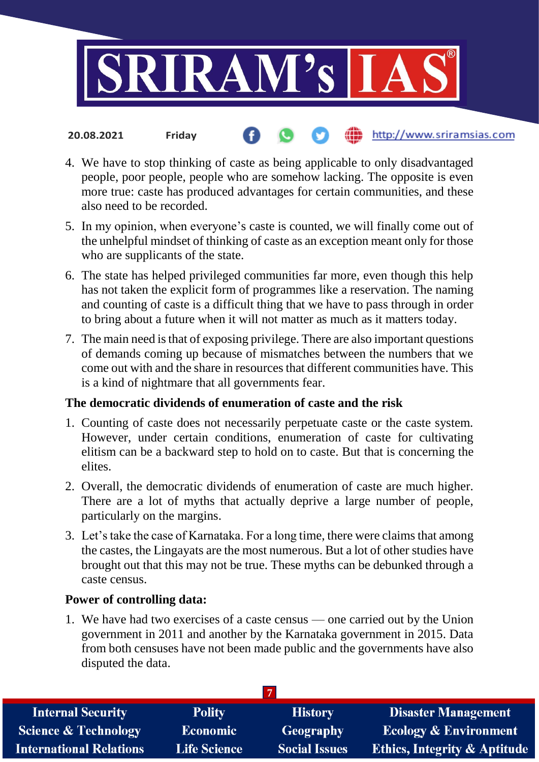4. We have to stop thinking of caste as being applicable to only disadvantaged people, poor people, people who are somehow lacking. The opposite is even more true: caste has produced advantages for certain communities, and these also need to be recorded.
5. In my opinion, when everyone's caste is counted, we will finally come out of the unhelpful mindset of thinking of caste as an exception meant only for those who are supplicants of the state.
6. The state has helped privileged communities far more, even though this help has not taken the explicit form of programmes like a reservation. The naming and counting of caste is a difficult thing that we have to pass through in order to bring about a future when it will not matter as much as it matters today.
7. The main need is that of exposing privilege. There are also important questions of demands coming up because of mismatches between the numbers that we come out with and the share in resources that different communities have. This is a kind of nightmare that all governments fear.

**The democratic dividends of enumeration of caste and the risk**

1. Counting of caste does not necessarily perpetuate caste or the caste system. However, under certain conditions, enumeration of caste for cultivating elitism can be a backward step to hold on to caste. But that is concerning the elites.
2. Overall, the democratic dividends of enumeration of caste are much higher. There are a lot of myths that actually deprive a large number of people, particularly on the margins.
3. Let's take the case of Karnataka. For a long time, there were claims that among the castes, the Lingayats are the most numerous. But a lot of other studies have brought out that this may not be true. These myths can be debunked through a caste census.

**Power of controlling data:**

1. We have had two exercises of a caste census — one carried out by the Union government in 2011 and another by the Karnataka government in 2015. Data from both censuses have not been made public and the governments have also disputed the data.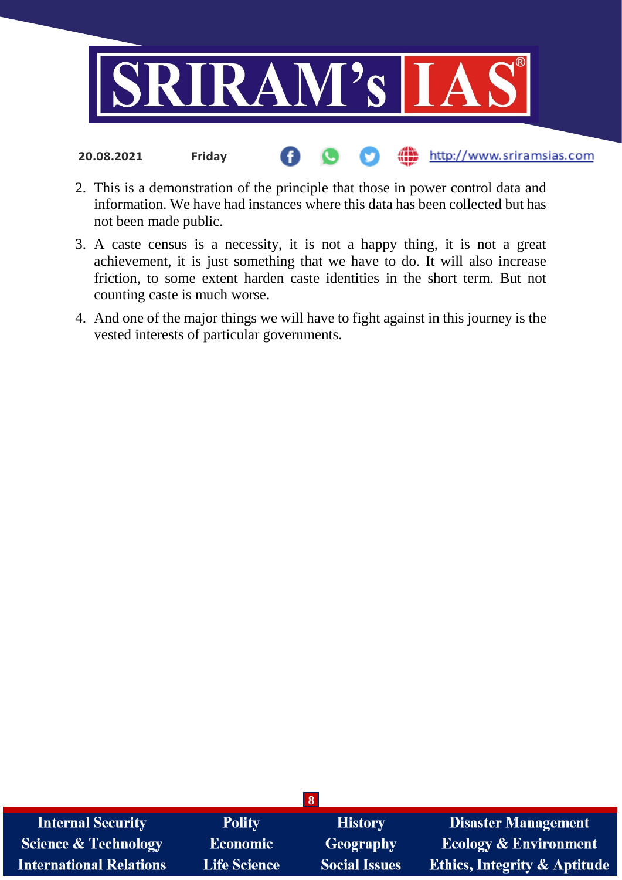2. This is a demonstration of the principle that those in power control data and information. We have had instances where this data has been collected but has not been made public.
3. A caste census is a necessity, it is not a happy thing, it is not a great achievement, it is just something that we have to do. It will also increase friction, to some extent harden caste identities in the short term. But not counting caste is much worse.
4. And one of the major things we will have to fight against in this journey is the vested interests of particular governments.